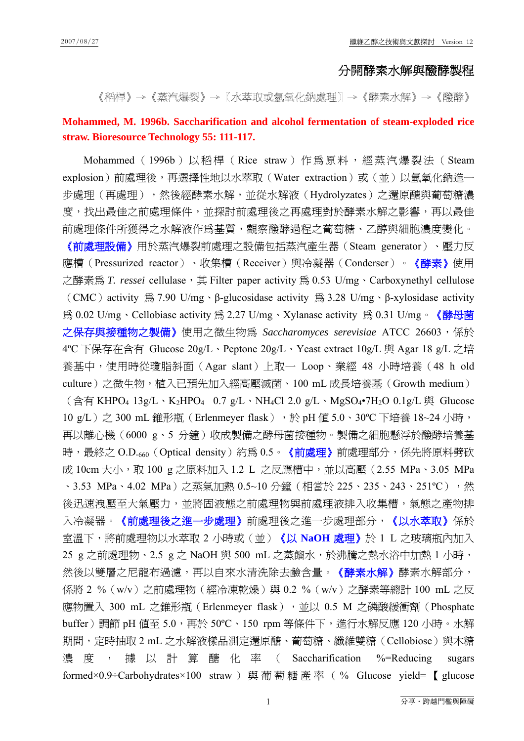# 分開酵素水解與醱酵製程

《稻桿》→《蒸汽爆裂》→〔水萃取或氫氧化鈉處理〕→《酵素水解》→《醱酵》

**Mohammed, M. 1996b. Saccharification and alcohol fermentation of steam-exploded rice straw. Bioresource Technology 55: 111-117.**

Mohammed（1996b）以稻桿（Rice straw）作爲原料，經蒸汽爆裂法（Steam explosion）前處理後，再選擇性地以水萃取（Water extraction）或（並）以氫氧化鈉進一步處理（再處理），然後經酵素水解，並從水解液（Hydrolyzates）之還原醣與葡萄糖濃度，找出最佳之前處理條件，並探討前處理後之再處理對於酵素水解之影響，再以最佳前處理條件所獲得之水解液作爲基質，觀察醱酵過程之葡萄糖、乙醇與細胞濃度變化。**《前處理設備》**用於蒸汽爆裂前處理之設備包括蒸汽產生器（Steam generator）、壓力反應槽（Pressurized reactor）、收集槽（Receiver）與冷凝器（Conderser）。**《酵素》**使用之酵素爲 *T. ressei* cellulase，其 Filter paper activity 爲 0.53 U/mg、Carboxynethyl cellulose（CMC）activity 爲 7.90 U/mg、β-glucosidase activity 爲 3.28 U/mg、β-xylosidase activity 爲 0.02 U/mg、Cellobiase activity 爲 2.27 U/mg、Xylanase activity 爲 0.31 U/mg。**《酵母菌之保存與接種物之製備》**使用之微生物爲 *Saccharomyces serevisiae* ATCC 26603，係於 4ºC 下保存在含有 Glucose 20g/L、Peptone 20g/L、Yeast extract 10g/L 與 Agar 18 g/L 之培養基中，使用時從瓊脂斜面（Agar slant）上取一 Loop、業經 48 小時培養（48 h old culture）之微生物，植入已預先加入經高壓滅菌、100 mL 成長培養基（Growth medium）（含有 $KHPO_4$ 13g/L、$K_2HPO_4$ 0.7 g/L、$NH_4Cl$ 2.0 g/L、$MgSO_4{\cdot}7H_2O$ 0.1g/L 與 Glucose 10 g/L）之 300 mL 錐形瓶（Erlenmeyer flask），於 pH 值 5.0、30ºC 下培養 18~24 小時，再以離心機（6000 g、5 分鐘）收成製備之酵母菌接種物。製備之細胞懸浮於醱酵培養基時，最終之 $O.D._{660}$（Optical density）約爲 0.5。**《前處理》**前處理部分，係先將原料劈砍成 10cm 大小，取 100 g 之原料加入 1.2 L 之反應槽中，並以高壓（2.55 MPa、3.05 MPa、3.53 MPa、4.02 MPa）之蒸氣加熱 0.5~10 分鐘（相當於 225、235、243、251ºC），然後迅速洩壓至大氣壓力，並將固液態之前處理物與前處理液排入收集槽，氣態之產物排入冷凝器。**《前處理後之進一步處理》**前處理後之進一步處理部分，**《以水萃取》**係於室溫下，將前處理物以水萃取 2 小時或（並）**《以 NaOH 處理》**於 1 L 之玻璃瓶內加入 25 g 之前處理物、2.5 g 之 NaOH 與 500 mL 之蒸餾水，於沸騰之熱水浴中加熱 1 小時，然後以雙層之尼龍布過濾，再以自來水清洗除去鹼含量。**《酵素水解》**酵素水解部分，係將 2 %（w/v）之前處理物（經冷凍乾燥）與 0.2 %（w/v）之酵素等總計 100 mL 之反應物置入 300 mL 之錐形瓶（Erlenmeyer flask），並以 0.5 M 之磷酸緩衝劑（Phosphate buffer）調節 pH 值至 5.0，再於 50ºC、150 rpm 等條件下，進行水解反應 120 小時。水解期間，定時抽取 2 mL 之水解液樣品測定還原醣、葡萄糖、纖維雙糖（Cellobiose）與木糖濃度，據以計算醣化率（Saccharification %=Reducing sugars formed×0.9÷Carbohydrates×100 straw）與葡萄糖產率（% Glucose yield=【glucose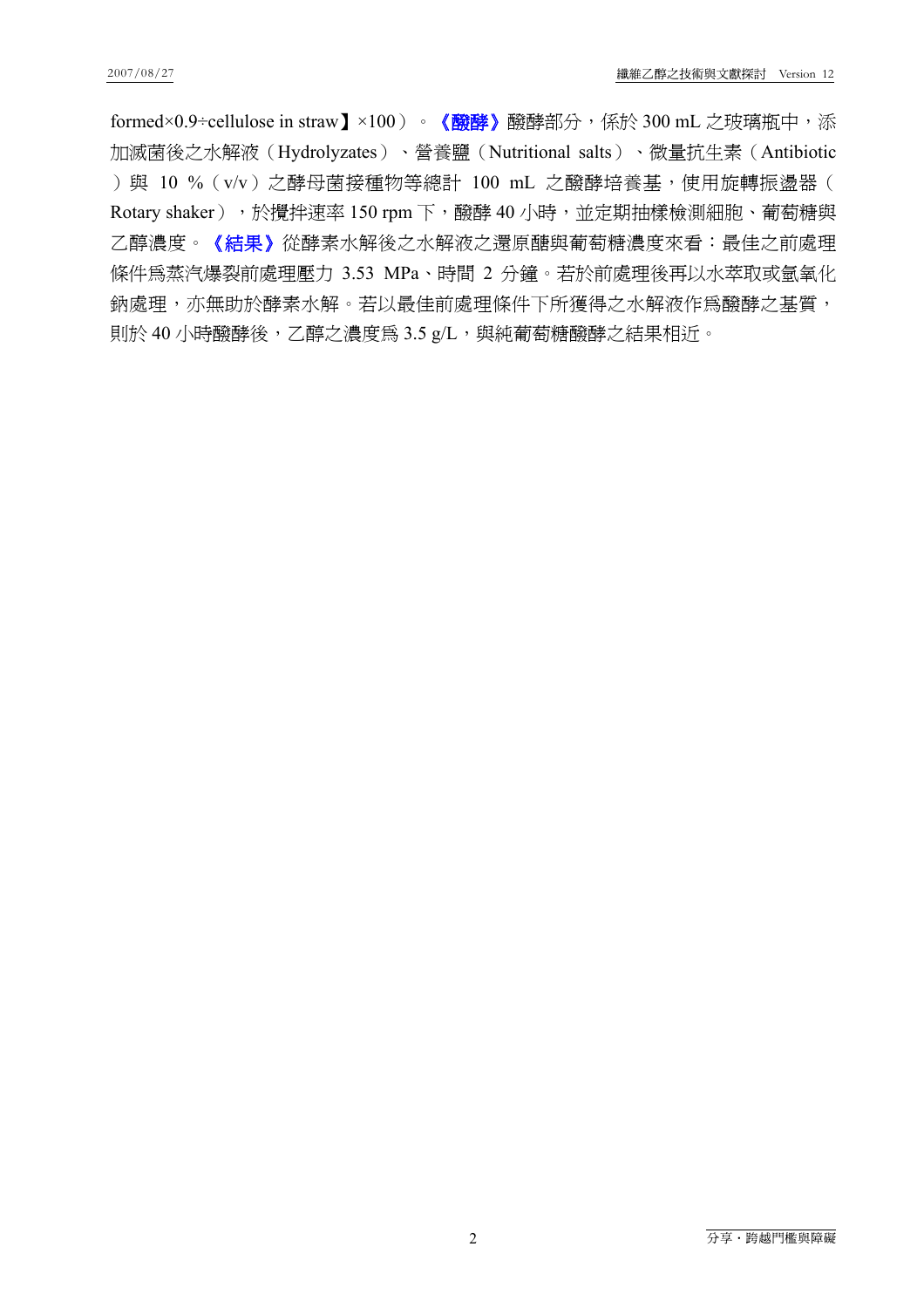formed×0.9÷cellulose in straw】×100）。**《醱酵》**醱酵部分，係於 300 mL 之玻璃瓶中，添加滅菌後之水解液（Hydrolyzates）、營養鹽（Nutritional salts）、微量抗生素（Antibiotic）與 10 %（v/v）之酵母菌接種物等總計 100 mL 之醱酵培養基，使用旋轉振盪器（Rotary shaker），於攪拌速率 150 rpm 下，醱酵 40 小時，並定期抽樣檢測細胞、葡萄糖與乙醇濃度。**《結果》**從酵素水解後之水解液之還原醣與葡萄糖濃度來看：最佳之前處理條件為蒸汽爆裂前處理壓力 3.53 MPa、時間 2 分鐘。若於前處理後再以水萃取或氫氧化鈉處理，亦無助於酵素水解。若以最佳前處理條件下所獲得之水解液作為醱酵之基質，則於 40 小時醱酵後，乙醇之濃度為 3.5 g/L，與純葡萄糖醱酵之結果相近。